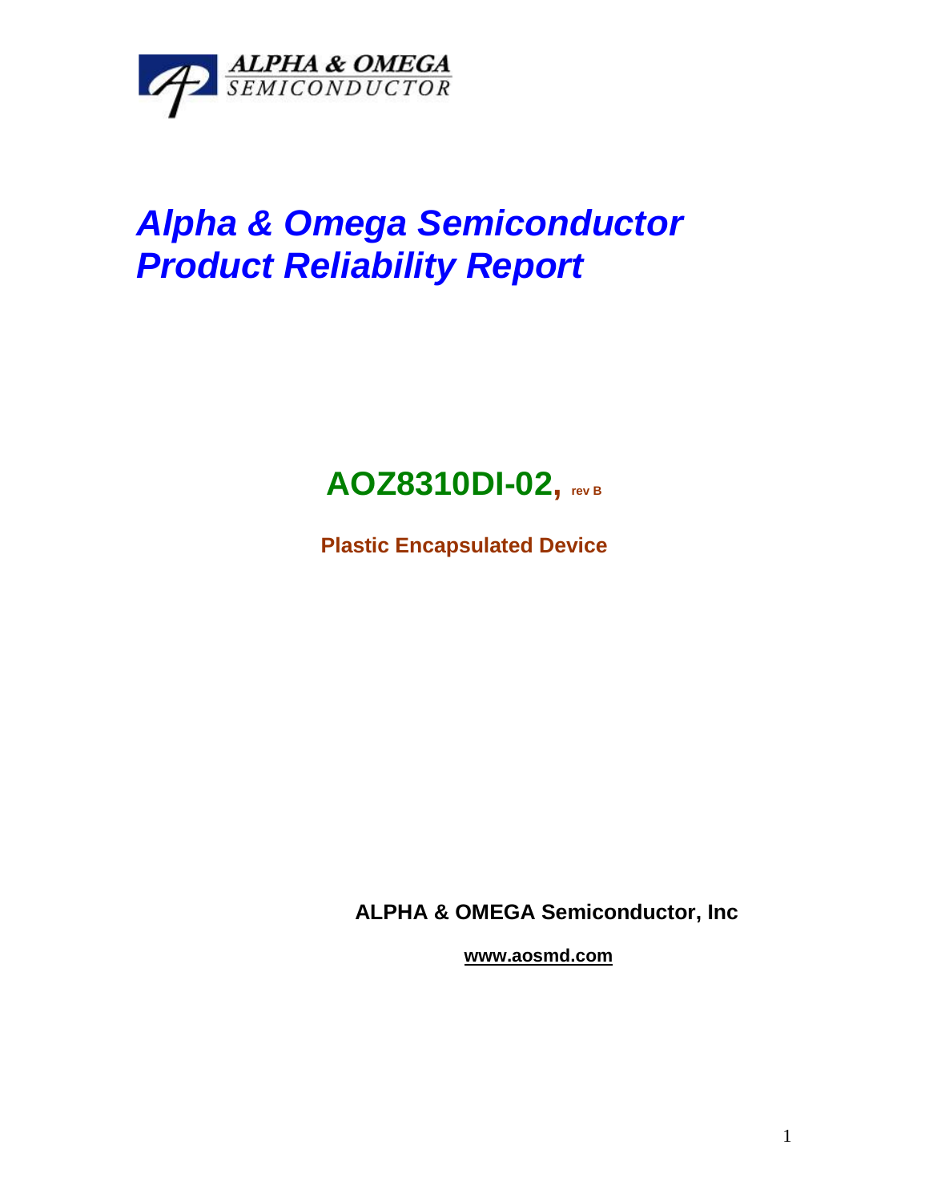ALPHA & OMEGA
SEMICONDUCTOR

# *Alpha & Omega Semiconductor Product Reliability Report*

## AOZ8310DI-02, rev B

**Plastic Encapsulated Device**

**ALPHA & OMEGA Semiconductor, Inc**

**www.aosmd.com**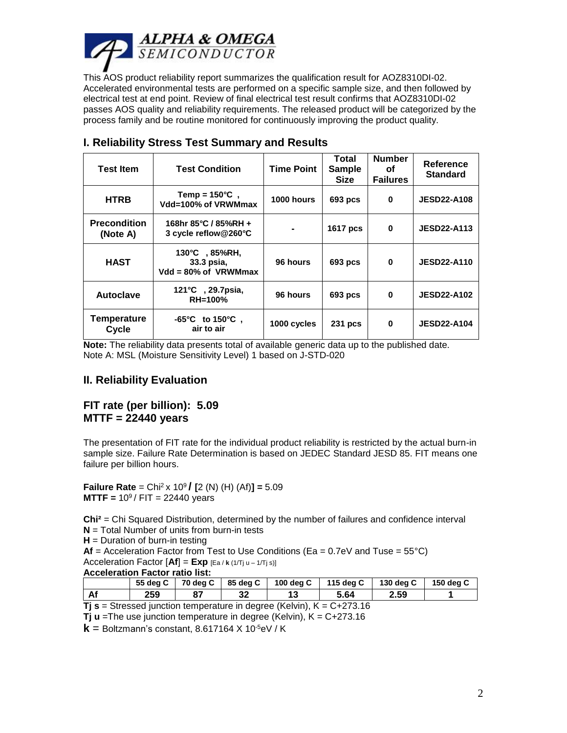This AOS product reliability report summarizes the qualification result for AOZ8310DI-02. Accelerated environmental tests are performed on a specific sample size, and then followed by electrical test at end point. Review of final electrical test result confirms that AOZ8310DI-02 passes AOS quality and reliability requirements. The released product will be categorized by the process family and be routine monitored for continuously improving the product quality.

## I. Reliability Stress Test Summary and Results

| Test Item | Test Condition | Time Point | Total Sample Size | Number of Failures | Reference Standard |
|---|---|---|---|---|---|
| HTRB | Temp = 150°C , Vdd=100% of VRWMmax | 1000 hours | 693 pcs | 0 | JESD22-A108 |
| Precondition (Note A) | 168hr 85°C / 85%RH + 3 cycle reflow@260°C | - | 1617 pcs | 0 | JESD22-A113 |
| HAST | 130°C , 85%RH, 33.3 psia, Vdd = 80% of VRWMmax | 96 hours | 693 pcs | 0 | JESD22-A110 |
| Autoclave | 121°C , 29.7psia, RH=100% | 96 hours | 693 pcs | 0 | JESD22-A102 |
| Temperature Cycle | -65°C to 150°C , air to air | 1000 cycles | 231 pcs | 0 | JESD22-A104 |

**Note:** The reliability data presents total of available generic data up to the published date.
Note A: MSL (Moisture Sensitivity Level) 1 based on J-STD-020

## II. Reliability Evaluation

### FIT rate (per billion): 5.09
### MTTF = 22440 years

The presentation of FIT rate for the individual product reliability is restricted by the actual burn-in sample size. Failure Rate Determination is based on JEDEC Standard JESD 85. FIT means one failure per billion hours.

**Failure Rate** = $Chi^2 \times 10^9$ **/ [**2 (N) (H) (Af)**] =** 5.09
**MTTF =** $10^9$ / FIT = 22440 years

**Chi²** = Chi Squared Distribution, determined by the number of failures and confidence interval
**N** = Total Number of units from burn-in tests
**H** = Duration of burn-in testing
**Af** = Acceleration Factor from Test to Use Conditions (Ea = 0.7eV and Tuse = 55°C)
Acceleration Factor [**Af**] = **Exp** $[Ea / k (1/T_{j\,u} - 1/T_{j\,s})]$

**Acceleration Factor ratio list:**

| | 55 deg C | 70 deg C | 85 deg C | 100 deg C | 115 deg C | 130 deg C | 150 deg C |
|---|---|---|---|---|---|---|---|
| Af | 259 | 87 | 32 | 13 | 5.64 | 2.59 | 1 |

**Tj s** = Stressed junction temperature in degree (Kelvin), K = C+273.16
**Tj u** =The use junction temperature in degree (Kelvin), K = C+273.16
**k** = Boltzmann's constant, 8.617164 X $10^{-5}$eV / K